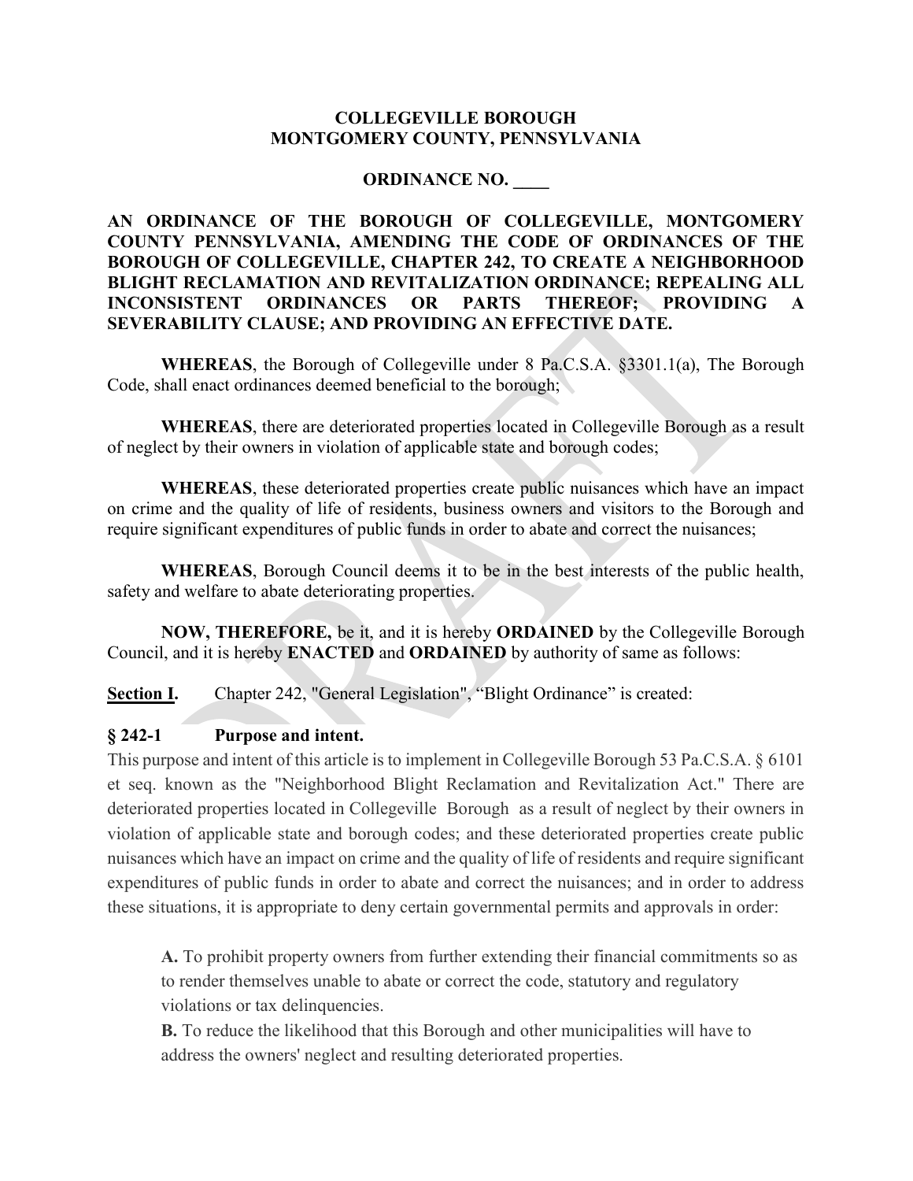**COLLEGEVILLE BOROUGH**
**MONTGOMERY COUNTY, PENNSYLVANIA**

**ORDINANCE NO. ____**

**AN ORDINANCE OF THE BOROUGH OF COLLEGEVILLE, MONTGOMERY COUNTY PENNSYLVANIA, AMENDING THE CODE OF ORDINANCES OF THE BOROUGH OF COLLEGEVILLE, CHAPTER 242, TO CREATE A NEIGHBORHOOD BLIGHT RECLAMATION AND REVITALIZATION ORDINANCE; REPEALING ALL INCONSISTENT ORDINANCES OR PARTS THEREOF; PROVIDING A SEVERABILITY CLAUSE; AND PROVIDING AN EFFECTIVE DATE.**

**WHEREAS**, the Borough of Collegeville under 8 Pa.C.S.A. §3301.1(a), The Borough Code, shall enact ordinances deemed beneficial to the borough;

**WHEREAS**, there are deteriorated properties located in Collegeville Borough as a result of neglect by their owners in violation of applicable state and borough codes;

**WHEREAS**, these deteriorated properties create public nuisances which have an impact on crime and the quality of life of residents, business owners and visitors to the Borough and require significant expenditures of public funds in order to abate and correct the nuisances;

**WHEREAS**, Borough Council deems it to be in the best interests of the public health, safety and welfare to abate deteriorating properties.

**NOW, THEREFORE,** be it, and it is hereby **ORDAINED** by the Collegeville Borough Council, and it is hereby **ENACTED** and **ORDAINED** by authority of same as follows:

**Section I.** Chapter 242, "General Legislation", "Blight Ordinance" is created:

## § 242-1 Purpose and intent.

This purpose and intent of this article is to implement in Collegeville Borough 53 Pa.C.S.A. § 6101 et seq. known as the "Neighborhood Blight Reclamation and Revitalization Act." There are deteriorated properties located in Collegeville Borough as a result of neglect by their owners in violation of applicable state and borough codes; and these deteriorated properties create public nuisances which have an impact on crime and the quality of life of residents and require significant expenditures of public funds in order to abate and correct the nuisances; and in order to address these situations, it is appropriate to deny certain governmental permits and approvals in order:

**A.** To prohibit property owners from further extending their financial commitments so as to render themselves unable to abate or correct the code, statutory and regulatory violations or tax delinquencies.

**B.** To reduce the likelihood that this Borough and other municipalities will have to address the owners' neglect and resulting deteriorated properties.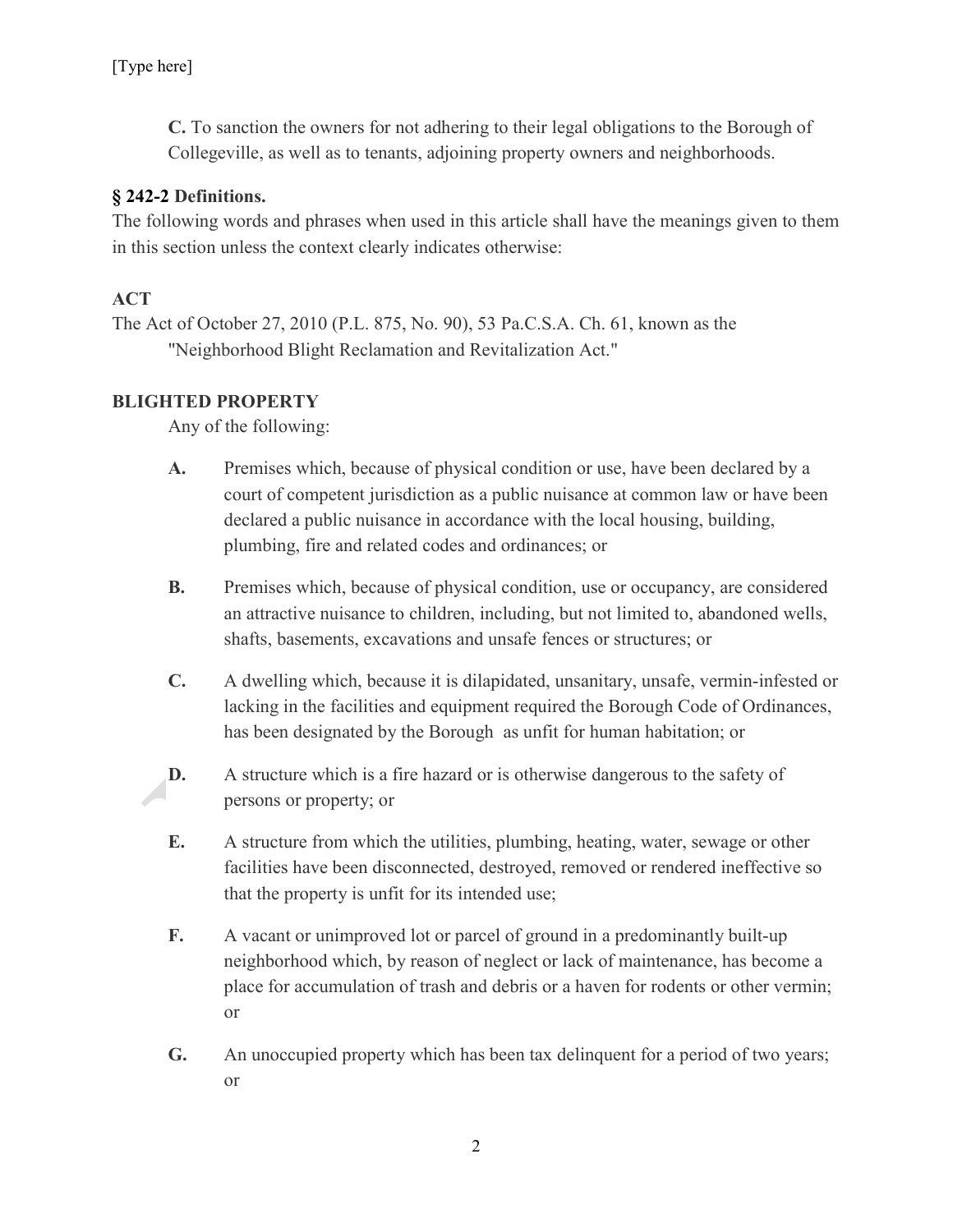**C.** To sanction the owners for not adhering to their legal obligations to the Borough of Collegeville, as well as to tenants, adjoining property owners and neighborhoods.

### § 242-2 Definitions.

The following words and phrases when used in this article shall have the meanings given to them in this section unless the context clearly indicates otherwise:

**ACT**

The Act of October 27, 2010 (P.L. 875, No. 90), 53 Pa.C.S.A. Ch. 61, known as the "Neighborhood Blight Reclamation and Revitalization Act."

**BLIGHTED PROPERTY**

Any of the following:

**A.** Premises which, because of physical condition or use, have been declared by a court of competent jurisdiction as a public nuisance at common law or have been declared a public nuisance in accordance with the local housing, building, plumbing, fire and related codes and ordinances; or

**B.** Premises which, because of physical condition, use or occupancy, are considered an attractive nuisance to children, including, but not limited to, abandoned wells, shafts, basements, excavations and unsafe fences or structures; or

**C.** A dwelling which, because it is dilapidated, unsanitary, unsafe, vermin-infested or lacking in the facilities and equipment required the Borough Code of Ordinances, has been designated by the Borough as unfit for human habitation; or

**D.** A structure which is a fire hazard or is otherwise dangerous to the safety of persons or property; or

**E.** A structure from which the utilities, plumbing, heating, water, sewage or other facilities have been disconnected, destroyed, removed or rendered ineffective so that the property is unfit for its intended use;

**F.** A vacant or unimproved lot or parcel of ground in a predominantly built-up neighborhood which, by reason of neglect or lack of maintenance, has become a place for accumulation of trash and debris or a haven for rodents or other vermin; or

**G.** An unoccupied property which has been tax delinquent for a period of two years; or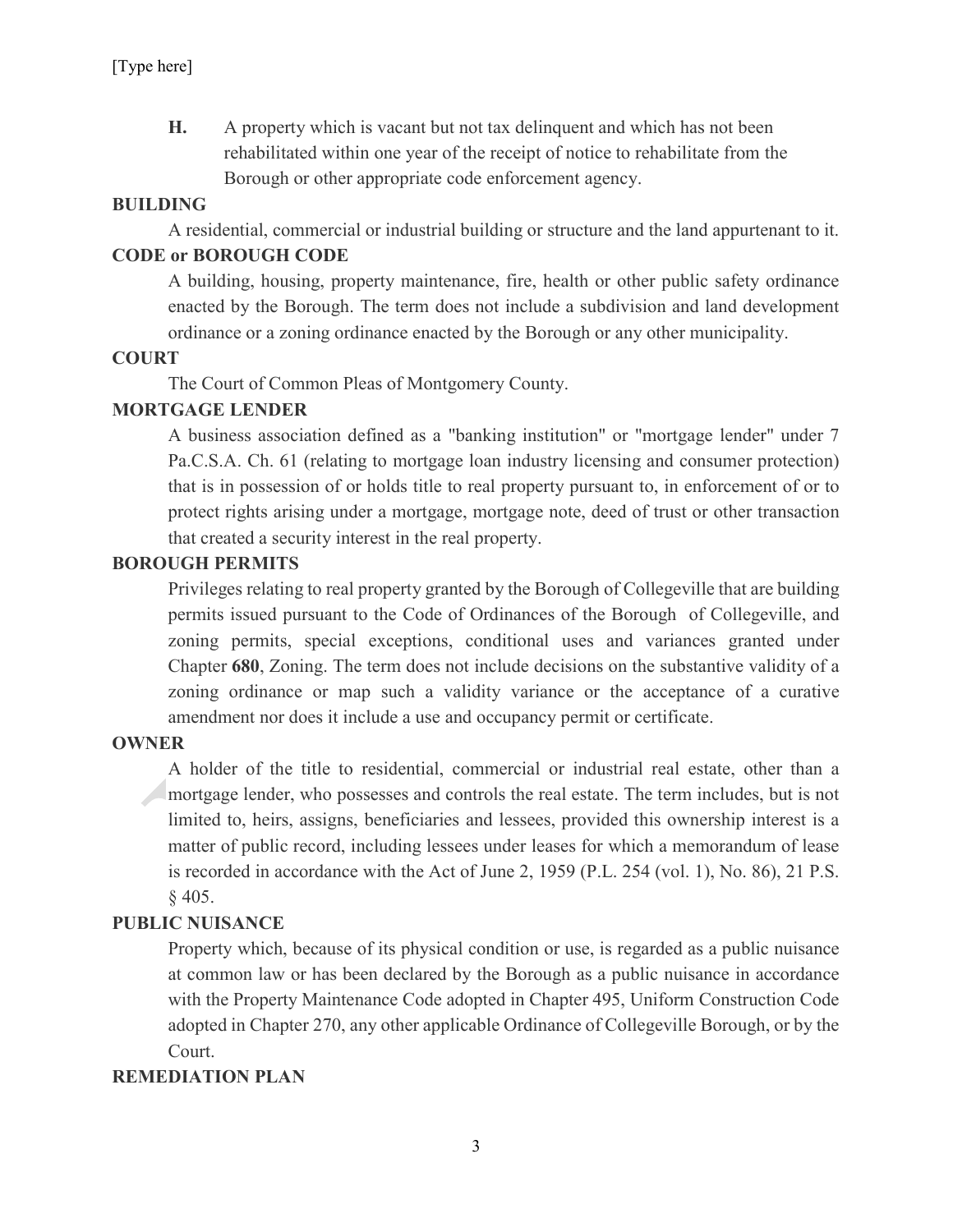**H.** A property which is vacant but not tax delinquent and which has not been rehabilitated within one year of the receipt of notice to rehabilitate from the Borough or other appropriate code enforcement agency.

**BUILDING**

A residential, commercial or industrial building or structure and the land appurtenant to it.

**CODE or BOROUGH CODE**

A building, housing, property maintenance, fire, health or other public safety ordinance enacted by the Borough. The term does not include a subdivision and land development ordinance or a zoning ordinance enacted by the Borough or any other municipality.

**COURT**

The Court of Common Pleas of Montgomery County.

**MORTGAGE LENDER**

A business association defined as a "banking institution" or "mortgage lender" under 7 Pa.C.S.A. Ch. 61 (relating to mortgage loan industry licensing and consumer protection) that is in possession of or holds title to real property pursuant to, in enforcement of or to protect rights arising under a mortgage, mortgage note, deed of trust or other transaction that created a security interest in the real property.

**BOROUGH PERMITS**

Privileges relating to real property granted by the Borough of Collegeville that are building permits issued pursuant to the Code of Ordinances of the Borough of Collegeville, and zoning permits, special exceptions, conditional uses and variances granted under Chapter **680**, Zoning. The term does not include decisions on the substantive validity of a zoning ordinance or map such a validity variance or the acceptance of a curative amendment nor does it include a use and occupancy permit or certificate.

**OWNER**

A holder of the title to residential, commercial or industrial real estate, other than a mortgage lender, who possesses and controls the real estate. The term includes, but is not limited to, heirs, assigns, beneficiaries and lessees, provided this ownership interest is a matter of public record, including lessees under leases for which a memorandum of lease is recorded in accordance with the Act of June 2, 1959 (P.L. 254 (vol. 1), No. 86), 21 P.S. § 405.

**PUBLIC NUISANCE**

Property which, because of its physical condition or use, is regarded as a public nuisance at common law or has been declared by the Borough as a public nuisance in accordance with the Property Maintenance Code adopted in Chapter 495, Uniform Construction Code adopted in Chapter 270, any other applicable Ordinance of Collegeville Borough, or by the Court.

**REMEDIATION PLAN**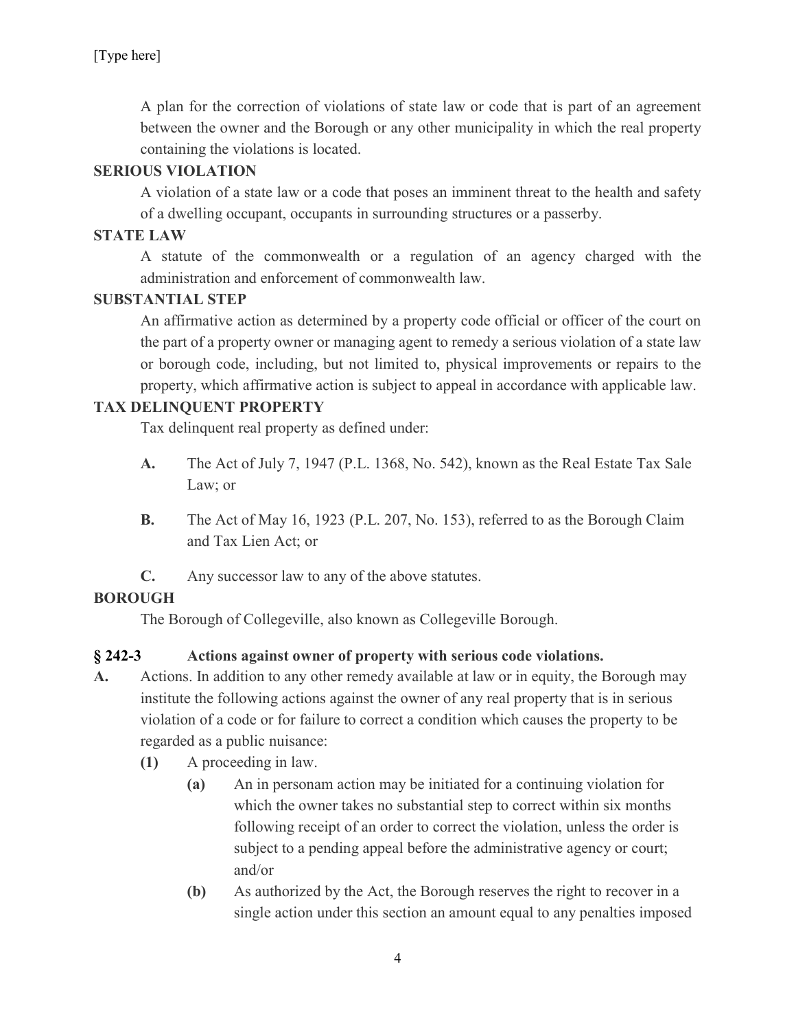A plan for the correction of violations of state law or code that is part of an agreement between the owner and the Borough or any other municipality in which the real property containing the violations is located.

**SERIOUS VIOLATION**

A violation of a state law or a code that poses an imminent threat to the health and safety of a dwelling occupant, occupants in surrounding structures or a passerby.

**STATE LAW**

A statute of the commonwealth or a regulation of an agency charged with the administration and enforcement of commonwealth law.

**SUBSTANTIAL STEP**

An affirmative action as determined by a property code official or officer of the court on the part of a property owner or managing agent to remedy a serious violation of a state law or borough code, including, but not limited to, physical improvements or repairs to the property, which affirmative action is subject to appeal in accordance with applicable law.

**TAX DELINQUENT PROPERTY**

Tax delinquent real property as defined under:

**A.** The Act of July 7, 1947 (P.L. 1368, No. 542), known as the Real Estate Tax Sale Law; or

**B.** The Act of May 16, 1923 (P.L. 207, No. 153), referred to as the Borough Claim and Tax Lien Act; or

**C.** Any successor law to any of the above statutes.

**BOROUGH**

The Borough of Collegeville, also known as Collegeville Borough.

### § 242-3 Actions against owner of property with serious code violations.

**A.** Actions. In addition to any other remedy available at law or in equity, the Borough may institute the following actions against the owner of any real property that is in serious violation of a code or for failure to correct a condition which causes the property to be regarded as a public nuisance:

- **(1)** A proceeding in law.
  - **(a)** An in personam action may be initiated for a continuing violation for which the owner takes no substantial step to correct within six months following receipt of an order to correct the violation, unless the order is subject to a pending appeal before the administrative agency or court; and/or
  - **(b)** As authorized by the Act, the Borough reserves the right to recover in a single action under this section an amount equal to any penalties imposed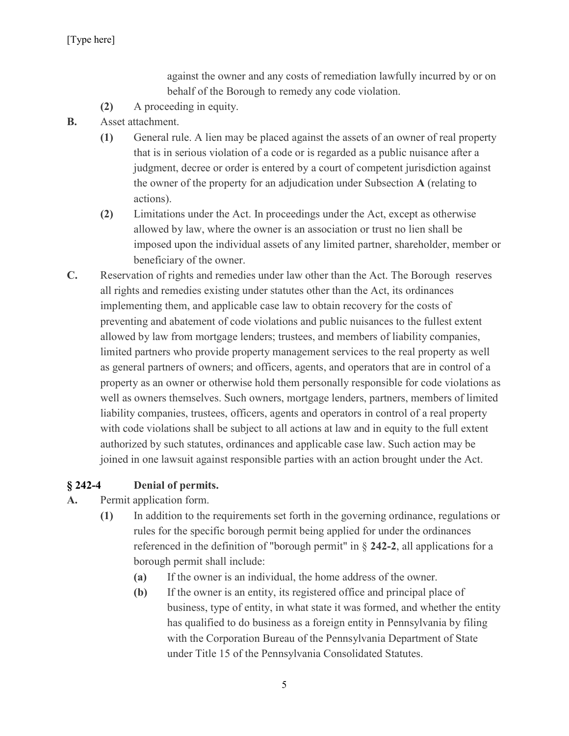against the owner and any costs of remediation lawfully incurred by or on behalf of the Borough to remedy any code violation.

- **(2)** A proceeding in equity.

**B.** Asset attachment.

- **(1)** General rule. A lien may be placed against the assets of an owner of real property that is in serious violation of a code or is regarded as a public nuisance after a judgment, decree or order is entered by a court of competent jurisdiction against the owner of the property for an adjudication under Subsection **A** (relating to actions).
- **(2)** Limitations under the Act. In proceedings under the Act, except as otherwise allowed by law, where the owner is an association or trust no lien shall be imposed upon the individual assets of any limited partner, shareholder, member or beneficiary of the owner.

**C.** Reservation of rights and remedies under law other than the Act. The Borough reserves all rights and remedies existing under statutes other than the Act, its ordinances implementing them, and applicable case law to obtain recovery for the costs of preventing and abatement of code violations and public nuisances to the fullest extent allowed by law from mortgage lenders; trustees, and members of liability companies, limited partners who provide property management services to the real property as well as general partners of owners; and officers, agents, and operators that are in control of a property as an owner or otherwise hold them personally responsible for code violations as well as owners themselves. Such owners, mortgage lenders, partners, members of limited liability companies, trustees, officers, agents and operators in control of a real property with code violations shall be subject to all actions at law and in equity to the full extent authorized by such statutes, ordinances and applicable case law. Such action may be joined in one lawsuit against responsible parties with an action brought under the Act.

### § 242-4 Denial of permits.

**A.** Permit application form.

- **(1)** In addition to the requirements set forth in the governing ordinance, regulations or rules for the specific borough permit being applied for under the ordinances referenced in the definition of "borough permit" in § **242-2**, all applications for a borough permit shall include:
  - **(a)** If the owner is an individual, the home address of the owner.
  - **(b)** If the owner is an entity, its registered office and principal place of business, type of entity, in what state it was formed, and whether the entity has qualified to do business as a foreign entity in Pennsylvania by filing with the Corporation Bureau of the Pennsylvania Department of State under Title 15 of the Pennsylvania Consolidated Statutes.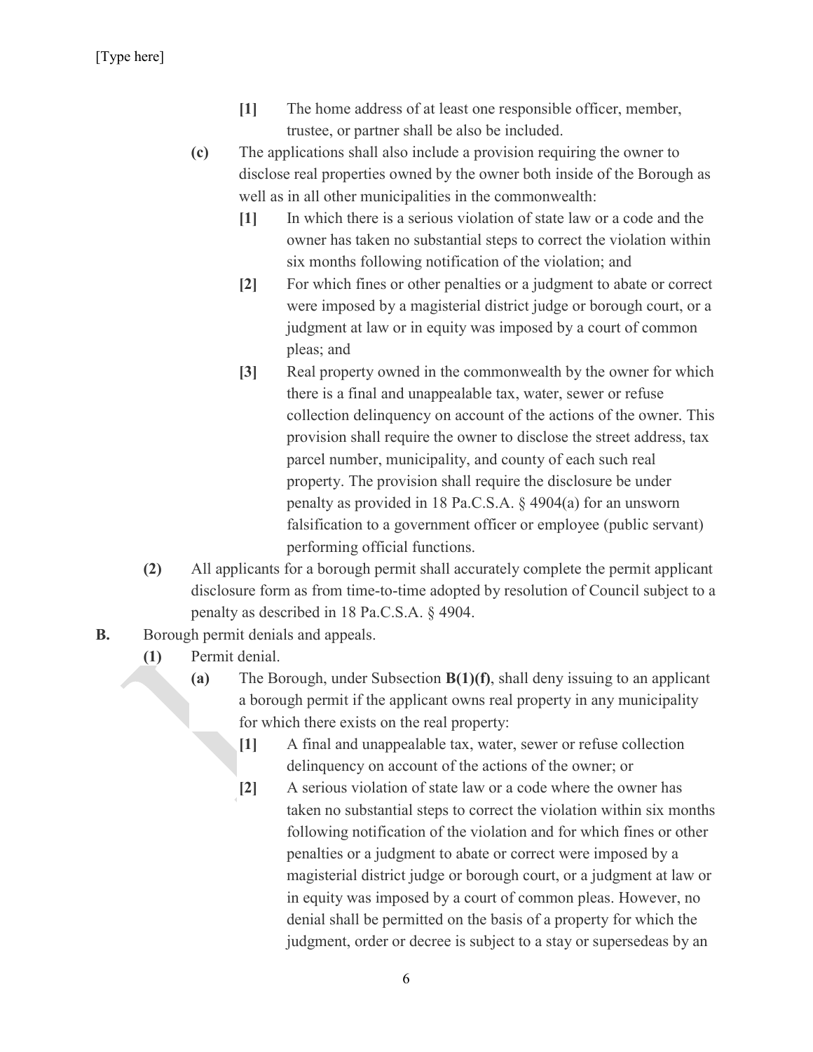[1] The home address of at least one responsible officer, member, trustee, or partner shall be also be included.

**(c)** The applications shall also include a provision requiring the owner to disclose real properties owned by the owner both inside of the Borough as well as in all other municipalities in the commonwealth:

**[1]** In which there is a serious violation of state law or a code and the owner has taken no substantial steps to correct the violation within six months following notification of the violation; and

**[2]** For which fines or other penalties or a judgment to abate or correct were imposed by a magisterial district judge or borough court, or a judgment at law or in equity was imposed by a court of common pleas; and

**[3]** Real property owned in the commonwealth by the owner for which there is a final and unappealable tax, water, sewer or refuse collection delinquency on account of the actions of the owner. This provision shall require the owner to disclose the street address, tax parcel number, municipality, and county of each such real property. The provision shall require the disclosure be under penalty as provided in 18 Pa.C.S.A. § 4904(a) for an unsworn falsification to a government officer or employee (public servant) performing official functions.

**(2)** All applicants for a borough permit shall accurately complete the permit applicant disclosure form as from time-to-time adopted by resolution of Council subject to a penalty as described in 18 Pa.C.S.A. § 4904.

**B.** Borough permit denials and appeals.

**(1)** Permit denial.

**(a)** The Borough, under Subsection **B(1)(f)**, shall deny issuing to an applicant a borough permit if the applicant owns real property in any municipality for which there exists on the real property:

**[1]** A final and unappealable tax, water, sewer or refuse collection delinquency on account of the actions of the owner; or

**[2]** A serious violation of state law or a code where the owner has taken no substantial steps to correct the violation within six months following notification of the violation and for which fines or other penalties or a judgment to abate or correct were imposed by a magisterial district judge or borough court, or a judgment at law or in equity was imposed by a court of common pleas. However, no denial shall be permitted on the basis of a property for which the judgment, order or decree is subject to a stay or supersedeas by an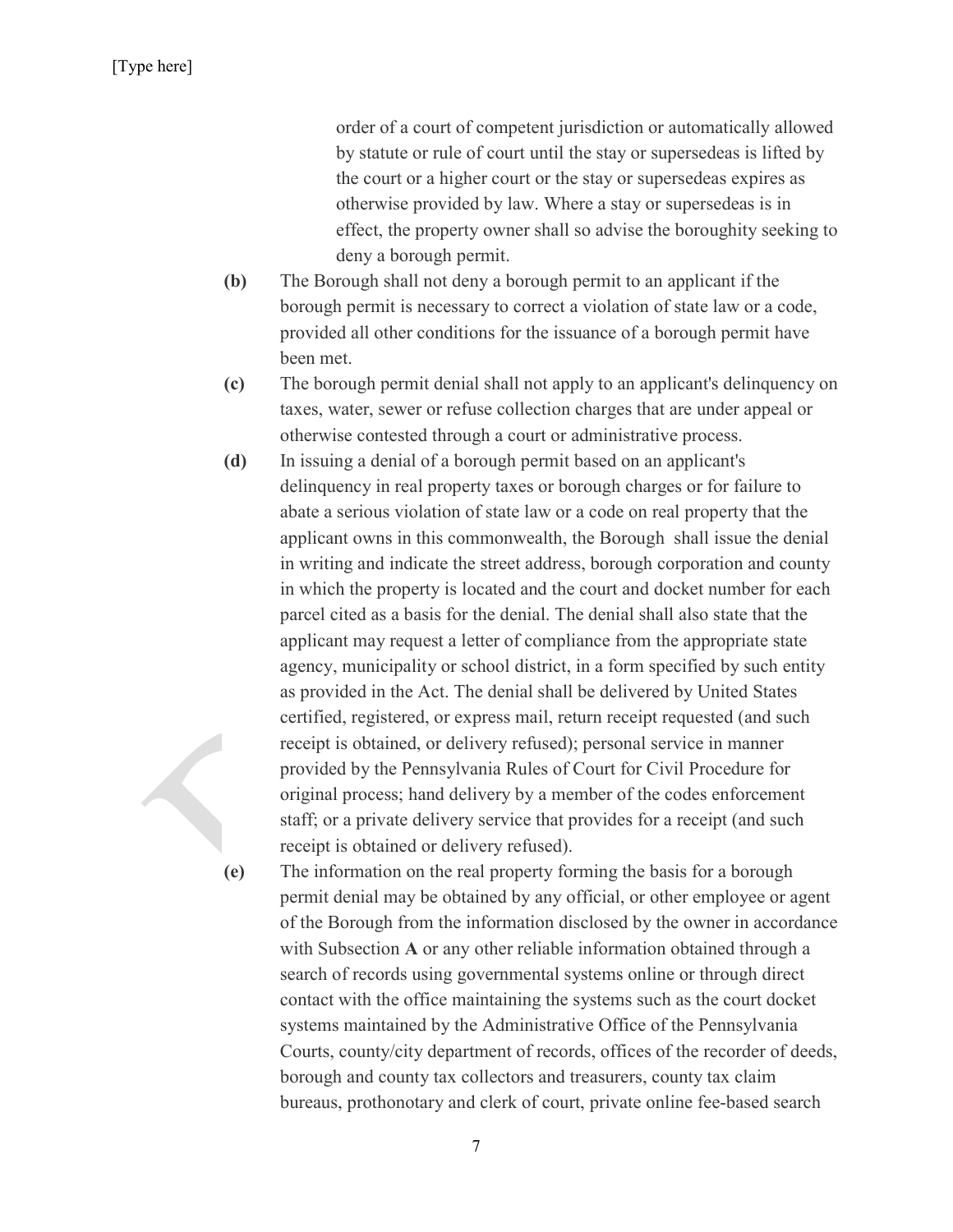order of a court of competent jurisdiction or automatically allowed by statute or rule of court until the stay or supersedeas is lifted by the court or a higher court or the stay or supersedeas expires as otherwise provided by law. Where a stay or supersedeas is in effect, the property owner shall so advise the boroughity seeking to deny a borough permit.

**(b)** The Borough shall not deny a borough permit to an applicant if the borough permit is necessary to correct a violation of state law or a code, provided all other conditions for the issuance of a borough permit have been met.

**(c)** The borough permit denial shall not apply to an applicant's delinquency on taxes, water, sewer or refuse collection charges that are under appeal or otherwise contested through a court or administrative process.

**(d)** In issuing a denial of a borough permit based on an applicant's delinquency in real property taxes or borough charges or for failure to abate a serious violation of state law or a code on real property that the applicant owns in this commonwealth, the Borough shall issue the denial in writing and indicate the street address, borough corporation and county in which the property is located and the court and docket number for each parcel cited as a basis for the denial. The denial shall also state that the applicant may request a letter of compliance from the appropriate state agency, municipality or school district, in a form specified by such entity as provided in the Act. The denial shall be delivered by United States certified, registered, or express mail, return receipt requested (and such receipt is obtained, or delivery refused); personal service in manner provided by the Pennsylvania Rules of Court for Civil Procedure for original process; hand delivery by a member of the codes enforcement staff; or a private delivery service that provides for a receipt (and such receipt is obtained or delivery refused).

**(e)** The information on the real property forming the basis for a borough permit denial may be obtained by any official, or other employee or agent of the Borough from the information disclosed by the owner in accordance with Subsection **A** or any other reliable information obtained through a search of records using governmental systems online or through direct contact with the office maintaining the systems such as the court docket systems maintained by the Administrative Office of the Pennsylvania Courts, county/city department of records, offices of the recorder of deeds, borough and county tax collectors and treasurers, county tax claim bureaus, prothonotary and clerk of court, private online fee-based search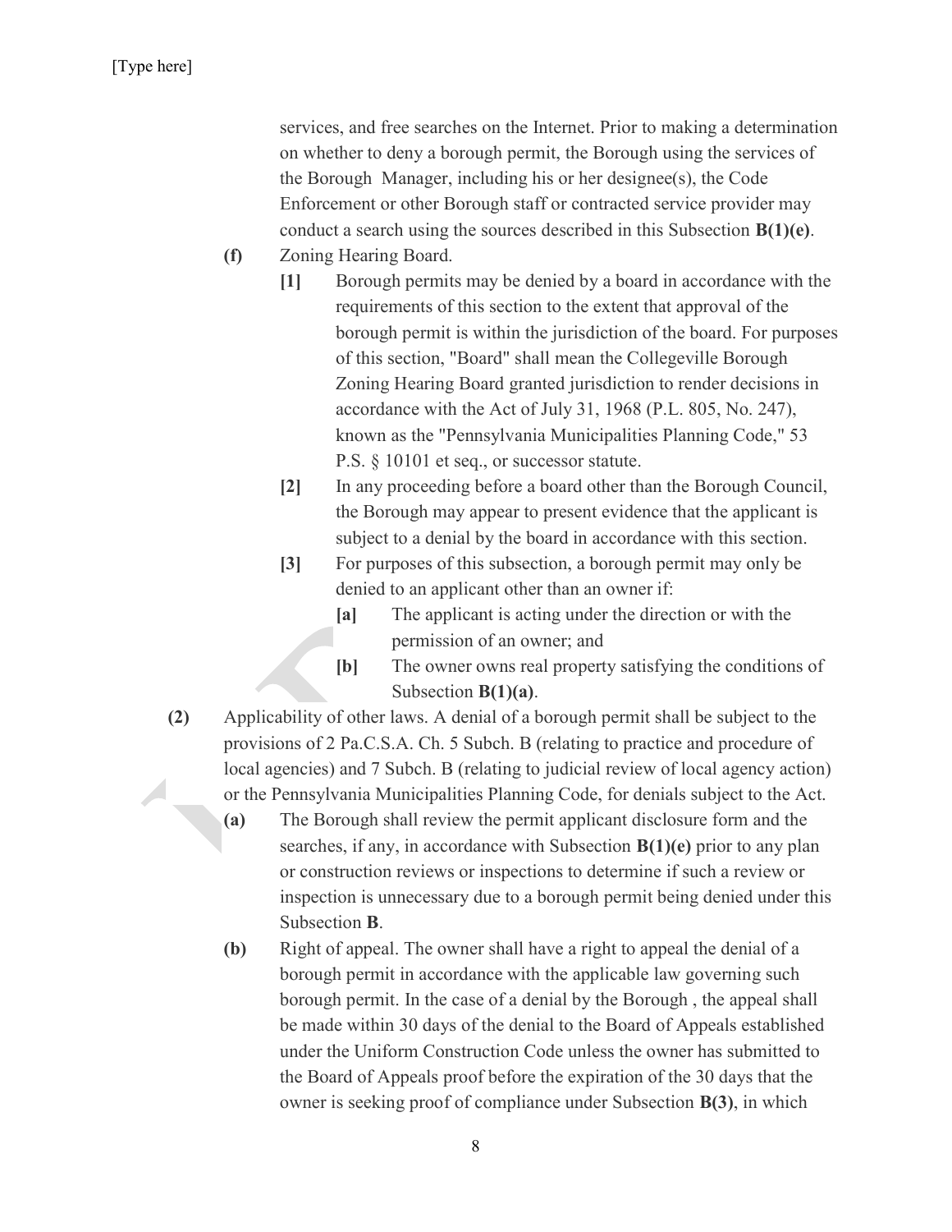services, and free searches on the Internet. Prior to making a determination on whether to deny a borough permit, the Borough using the services of the Borough Manager, including his or her designee(s), the Code Enforcement or other Borough staff or contracted service provider may conduct a search using the sources described in this Subsection **B(1)(e)**.

**(f)** Zoning Hearing Board.

**[1]** Borough permits may be denied by a board in accordance with the requirements of this section to the extent that approval of the borough permit is within the jurisdiction of the board. For purposes of this section, "Board" shall mean the Collegeville Borough Zoning Hearing Board granted jurisdiction to render decisions in accordance with the Act of July 31, 1968 (P.L. 805, No. 247), known as the "Pennsylvania Municipalities Planning Code," 53 P.S. § 10101 et seq., or successor statute.

**[2]** In any proceeding before a board other than the Borough Council, the Borough may appear to present evidence that the applicant is subject to a denial by the board in accordance with this section.

**[3]** For purposes of this subsection, a borough permit may only be denied to an applicant other than an owner if:

**[a]** The applicant is acting under the direction or with the permission of an owner; and

**[b]** The owner owns real property satisfying the conditions of Subsection **B(1)(a)**.

**(2)** Applicability of other laws. A denial of a borough permit shall be subject to the provisions of 2 Pa.C.S.A. Ch. 5 Subch. B (relating to practice and procedure of local agencies) and 7 Subch. B (relating to judicial review of local agency action) or the Pennsylvania Municipalities Planning Code, for denials subject to the Act.

**(a)** The Borough shall review the permit applicant disclosure form and the searches, if any, in accordance with Subsection **B(1)(e)** prior to any plan or construction reviews or inspections to determine if such a review or inspection is unnecessary due to a borough permit being denied under this Subsection **B**.

**(b)** Right of appeal. The owner shall have a right to appeal the denial of a borough permit in accordance with the applicable law governing such borough permit. In the case of a denial by the Borough , the appeal shall be made within 30 days of the denial to the Board of Appeals established under the Uniform Construction Code unless the owner has submitted to the Board of Appeals proof before the expiration of the 30 days that the owner is seeking proof of compliance under Subsection **B(3)**, in which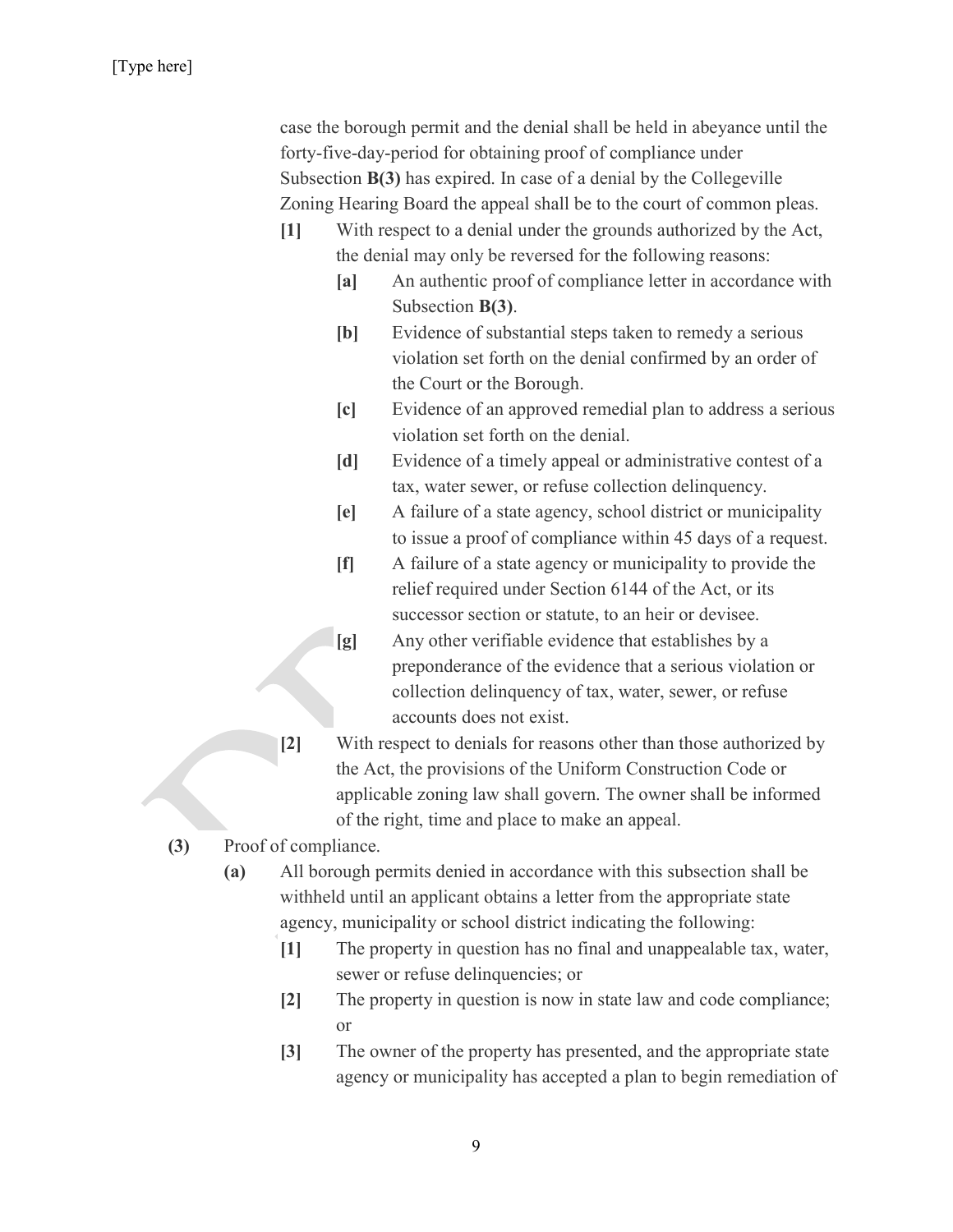case the borough permit and the denial shall be held in abeyance until the forty-five-day-period for obtaining proof of compliance under Subsection **B(3)** has expired. In case of a denial by the Collegeville Zoning Hearing Board the appeal shall be to the court of common pleas.

- **[1]** With respect to a denial under the grounds authorized by the Act, the denial may only be reversed for the following reasons:
  - **[a]** An authentic proof of compliance letter in accordance with Subsection **B(3)**.
  - **[b]** Evidence of substantial steps taken to remedy a serious violation set forth on the denial confirmed by an order of the Court or the Borough.
  - **[c]** Evidence of an approved remedial plan to address a serious violation set forth on the denial.
  - **[d]** Evidence of a timely appeal or administrative contest of a tax, water sewer, or refuse collection delinquency.
  - **[e]** A failure of a state agency, school district or municipality to issue a proof of compliance within 45 days of a request.
  - **[f]** A failure of a state agency or municipality to provide the relief required under Section 6144 of the Act, or its successor section or statute, to an heir or devisee.
  - **[g]** Any other verifiable evidence that establishes by a preponderance of the evidence that a serious violation or collection delinquency of tax, water, sewer, or refuse accounts does not exist.
- **[2]** With respect to denials for reasons other than those authorized by the Act, the provisions of the Uniform Construction Code or applicable zoning law shall govern. The owner shall be informed of the right, time and place to make an appeal.

**(3)** Proof of compliance.

- **(a)** All borough permits denied in accordance with this subsection shall be withheld until an applicant obtains a letter from the appropriate state agency, municipality or school district indicating the following:
  - **[1]** The property in question has no final and unappealable tax, water, sewer or refuse delinquencies; or
  - **[2]** The property in question is now in state law and code compliance; or
  - **[3]** The owner of the property has presented, and the appropriate state agency or municipality has accepted a plan to begin remediation of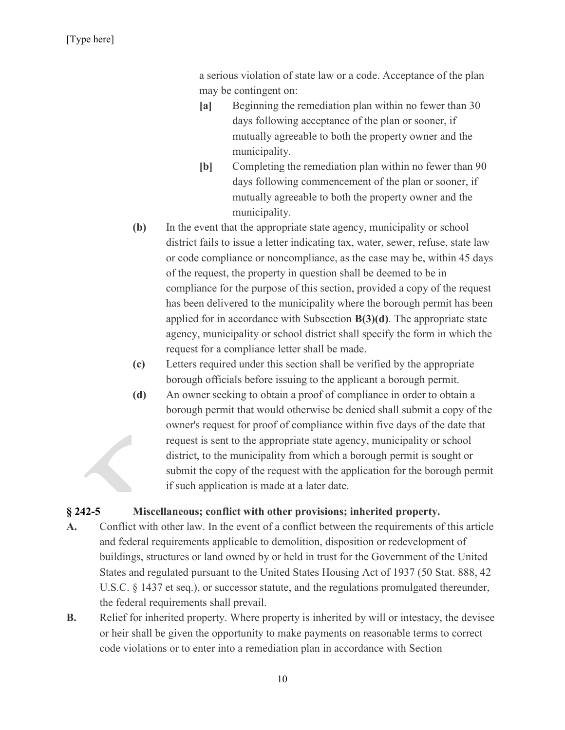a serious violation of state law or a code. Acceptance of the plan may be contingent on:

- **[a]** Beginning the remediation plan within no fewer than 30 days following acceptance of the plan or sooner, if mutually agreeable to both the property owner and the municipality.
- **[b]** Completing the remediation plan within no fewer than 90 days following commencement of the plan or sooner, if mutually agreeable to both the property owner and the municipality.

**(b)** In the event that the appropriate state agency, municipality or school district fails to issue a letter indicating tax, water, sewer, refuse, state law or code compliance or noncompliance, as the case may be, within 45 days of the request, the property in question shall be deemed to be in compliance for the purpose of this section, provided a copy of the request has been delivered to the municipality where the borough permit has been applied for in accordance with Subsection **B(3)(d)**. The appropriate state agency, municipality or school district shall specify the form in which the request for a compliance letter shall be made.

**(c)** Letters required under this section shall be verified by the appropriate borough officials before issuing to the applicant a borough permit.

**(d)** An owner seeking to obtain a proof of compliance in order to obtain a borough permit that would otherwise be denied shall submit a copy of the owner's request for proof of compliance within five days of the date that request is sent to the appropriate state agency, municipality or school district, to the municipality from which a borough permit is sought or submit the copy of the request with the application for the borough permit if such application is made at a later date.

### § 242-5 Miscellaneous; conflict with other provisions; inherited property.

**A.** Conflict with other law. In the event of a conflict between the requirements of this article and federal requirements applicable to demolition, disposition or redevelopment of buildings, structures or land owned by or held in trust for the Government of the United States and regulated pursuant to the United States Housing Act of 1937 (50 Stat. 888, 42 U.S.C. § 1437 et seq.), or successor statute, and the regulations promulgated thereunder, the federal requirements shall prevail.

**B.** Relief for inherited property. Where property is inherited by will or intestacy, the devisee or heir shall be given the opportunity to make payments on reasonable terms to correct code violations or to enter into a remediation plan in accordance with Section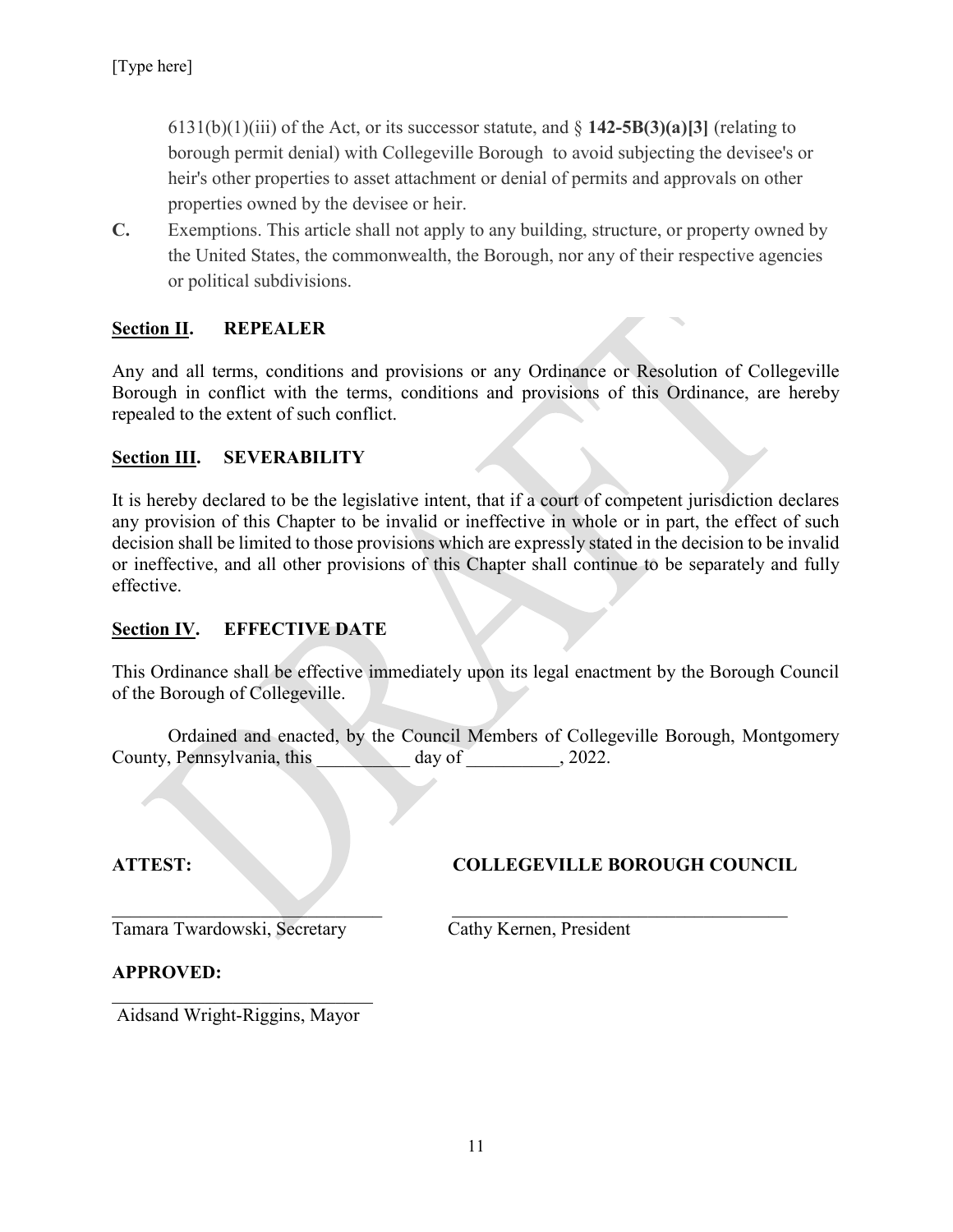6131(b)(1)(iii) of the Act, or its successor statute, and § **142-5B(3)(a)[3]** (relating to borough permit denial) with Collegeville Borough to avoid subjecting the devisee's or heir's other properties to asset attachment or denial of permits and approvals on other properties owned by the devisee or heir.

**C.** Exemptions. This article shall not apply to any building, structure, or property owned by the United States, the commonwealth, the Borough, nor any of their respective agencies or political subdivisions.

**Section II. REPEALER**

Any and all terms, conditions and provisions or any Ordinance or Resolution of Collegeville Borough in conflict with the terms, conditions and provisions of this Ordinance, are hereby repealed to the extent of such conflict.

**Section III. SEVERABILITY**

It is hereby declared to be the legislative intent, that if a court of competent jurisdiction declares any provision of this Chapter to be invalid or ineffective in whole or in part, the effect of such decision shall be limited to those provisions which are expressly stated in the decision to be invalid or ineffective, and all other provisions of this Chapter shall continue to be separately and fully effective.

**Section IV. EFFECTIVE DATE**

This Ordinance shall be effective immediately upon its legal enactment by the Borough Council of the Borough of Collegeville.

Ordained and enacted, by the Council Members of Collegeville Borough, Montgomery County, Pennsylvania, this __________ day of __________, 2022.

**ATTEST:**

______________________________
Tamara Twardowski, Secretary

**COLLEGEVILLE BOROUGH COUNCIL**

______________________________________
Cathy Kernen, President

**APPROVED:**

______________________________
Aidsand Wright-Riggins, Mayor